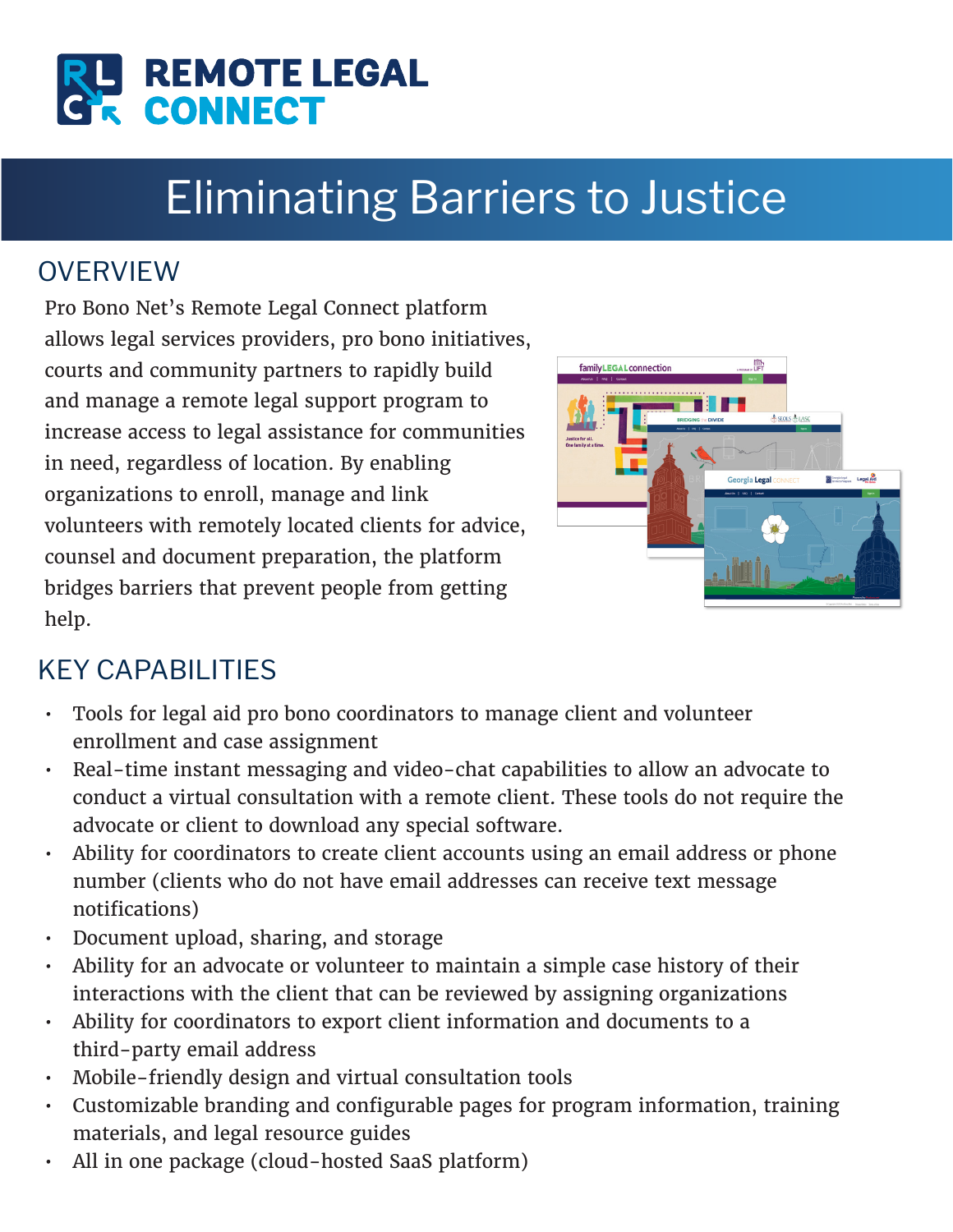# REMOTE LEGAL CONNECT

# Eliminating Barriers to Justice

## OVERVIEW

Pro Bono Net's Remote Legal Connect platform allows legal services providers, pro bono initiatives, courts and community partners to rapidly build and manage a remote legal support program to increase access to legal assistance for communities in need, regardless of location. By enabling organizations to enroll, manage and link volunteers with remotely located clients for advice, counsel and document preparation, the platform bridges barriers that prevent people from getting help.

## KEY CAPABILITIES

- Tools for legal aid pro bono coordinators to manage client and volunteer enrollment and case assignment
- Real-time instant messaging and video-chat capabilities to allow an advocate to conduct a virtual consultation with a remote client. These tools do not require the advocate or client to download any special software.
- Ability for coordinators to create client accounts using an email address or phone number (clients who do not have email addresses can receive text message notifications)
- Document upload, sharing, and storage
- Ability for an advocate or volunteer to maintain a simple case history of their interactions with the client that can be reviewed by assigning organizations
- Ability for coordinators to export client information and documents to a third-party email address
- Mobile-friendly design and virtual consultation tools
- Customizable branding and configurable pages for program information, training materials, and legal resource guides
- All in one package (cloud-hosted SaaS platform)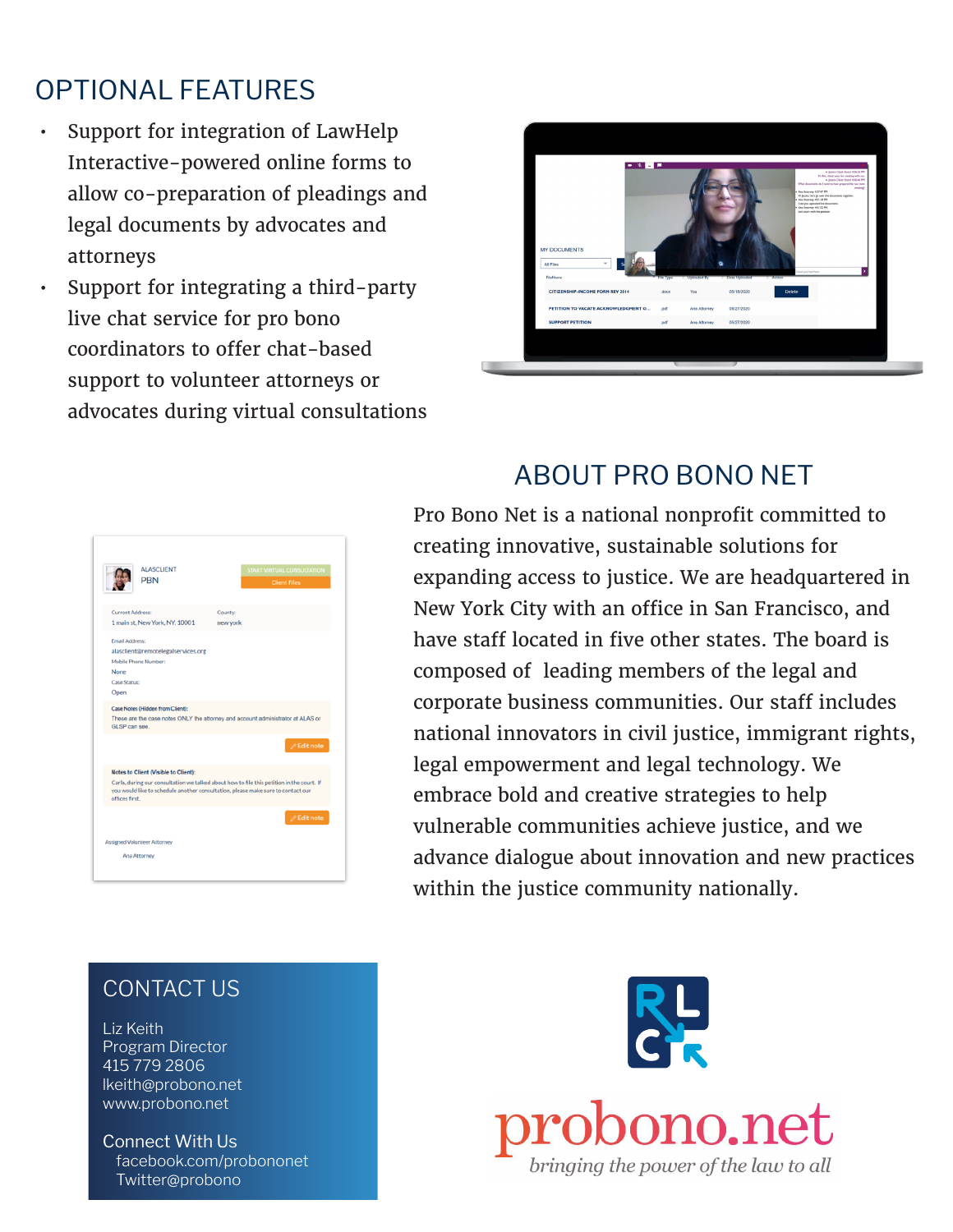## OPTIONAL FEATURES

- Support for integration of LawHelp Interactive-powered online forms to allow co-preparation of pleadings and legal documents by advocates and attorneys
- Support for integrating a third-party live chat service for pro bono coordinators to offer chat-based support to volunteer attorneys or advocates during virtual consultations

## ABOUT PRO BONO NET

Pro Bono Net is a national nonprofit committed to creating innovative, sustainable solutions for expanding access to justice. We are headquartered in New York City with an office in San Francisco, and have staff located in five other states. The board is composed of leading members of the legal and corporate business communities. Our staff includes national innovators in civil justice, immigrant rights, legal empowerment and legal technology. We embrace bold and creative strategies to help vulnerable communities achieve justice, and we advance dialogue about innovation and new practices within the justice community nationally.

## CONTACT US

Liz Keith
Program Director
415 779 2806
lkeith@probono.net
www.probono.net

Connect With Us
facebook.com/probononet
Twitter@probono

probono.net
*bringing the power of the law to all*